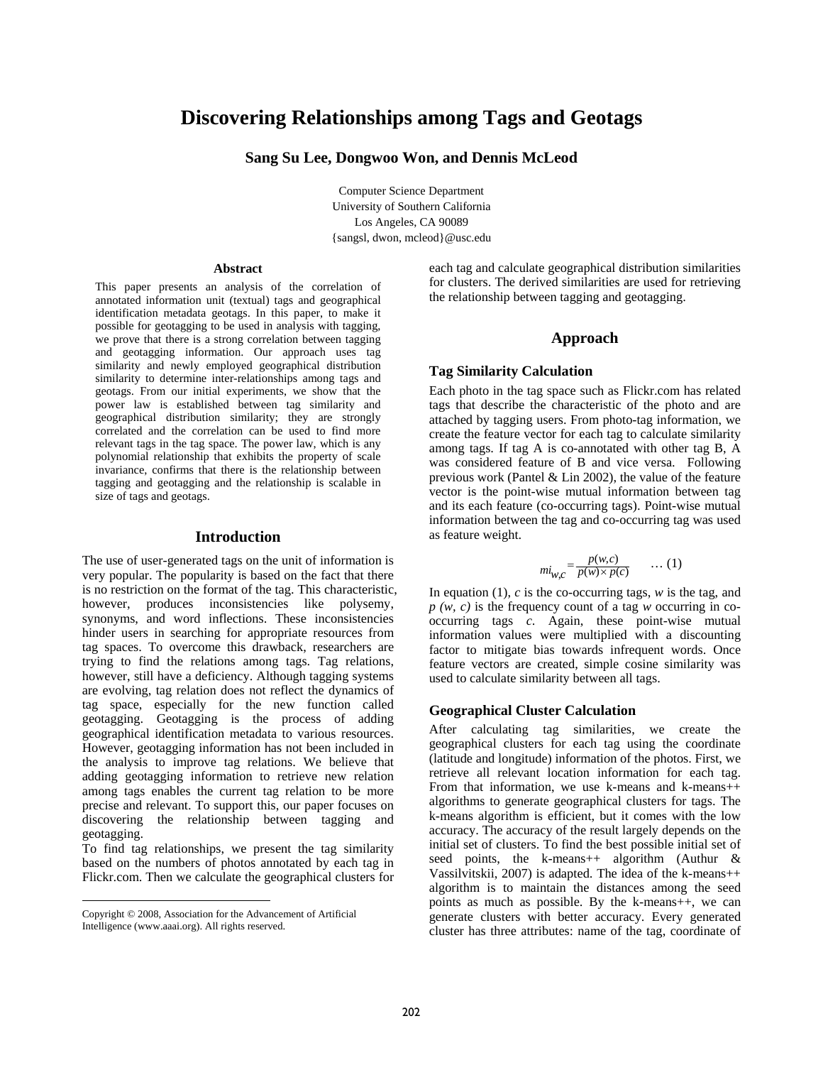# Discovering Relationships among Tags and Geotags

**Sang Su Lee, Dongwoo Won, and Dennis McLeod**

Computer Science Department
University of Southern California
Los Angeles, CA 90089
{sangsl, dwon, mcleod}@usc.edu

### Abstract

This paper presents an analysis of the correlation of annotated information unit (textual) tags and geographical identification metadata geotags. In this paper, to make it possible for geotagging to be used in analysis with tagging, we prove that there is a strong correlation between tagging and geotagging information. Our approach uses tag similarity and newly employed geographical distribution similarity to determine inter-relationships among tags and geotags. From our initial experiments, we show that the power law is established between tag similarity and geographical distribution similarity; they are strongly correlated and the correlation can be used to find more relevant tags in the tag space. The power law, which is any polynomial relationship that exhibits the property of scale invariance, confirms that there is the relationship between tagging and geotagging and the relationship is scalable in size of tags and geotags.

## Introduction

The use of user-generated tags on the unit of information is very popular. The popularity is based on the fact that there is no restriction on the format of the tag. This characteristic, however, produces inconsistencies like polysemy, synonyms, and word inflections. These inconsistencies hinder users in searching for appropriate resources from tag spaces. To overcome this drawback, researchers are trying to find the relations among tags. Tag relations, however, still have a deficiency. Although tagging systems are evolving, tag relation does not reflect the dynamics of tag space, especially for the new function called geotagging. Geotagging is the process of adding geographical identification metadata to various resources. However, geotagging information has not been included in the analysis to improve tag relations. We believe that adding geotagging information to retrieve new relation among tags enables the current tag relation to be more precise and relevant. To support this, our paper focuses on discovering the relationship between tagging and geotagging.

To find tag relationships, we present the tag similarity based on the numbers of photos annotated by each tag in Flickr.com. Then we calculate the geographical clusters for each tag and calculate geographical distribution similarities for clusters. The derived similarities are used for retrieving the relationship between tagging and geotagging.

Copyright © 2008, Association for the Advancement of Artificial Intelligence (www.aaai.org). All rights reserved.

## Approach

### Tag Similarity Calculation

Each photo in the tag space such as Flickr.com has related tags that describe the characteristic of the photo and are attached by tagging users. From photo-tag information, we create the feature vector for each tag to calculate similarity among tags. If tag A is co-annotated with other tag B, A was considered feature of B and vice versa. Following previous work (Pantel & Lin 2002), the value of the feature vector is the point-wise mutual information between tag and its each feature (co-occurring tags). Point-wise mutual information between the tag and co-occurring tag was used as feature weight.

$$mi_{w,c} = \frac{p(w,c)}{p(w) \times p(c)} \quad \ldots (1)$$

In equation (1), $c$ is the co-occurring tags, $w$ is the tag, and $p(w, c)$ is the frequency count of a tag $w$ occurring in co-occurring tags $c$. Again, these point-wise mutual information values were multiplied with a discounting factor to mitigate bias towards infrequent words. Once feature vectors are created, simple cosine similarity was used to calculate similarity between all tags.

### Geographical Cluster Calculation

After calculating tag similarities, we create the geographical clusters for each tag using the coordinate (latitude and longitude) information of the photos. First, we retrieve all relevant location information for each tag. From that information, we use k-means and k-means++ algorithms to generate geographical clusters for tags. The k-means algorithm is efficient, but it comes with the low accuracy. The accuracy of the result largely depends on the initial set of clusters. To find the best possible initial set of seed points, the k-means++ algorithm (Authur & Vassilvitskii, 2007) is adapted. The idea of the k-means++ algorithm is to maintain the distances among the seed points as much as possible. By the k-means++, we can generate clusters with better accuracy. Every generated cluster has three attributes: name of the tag, coordinate of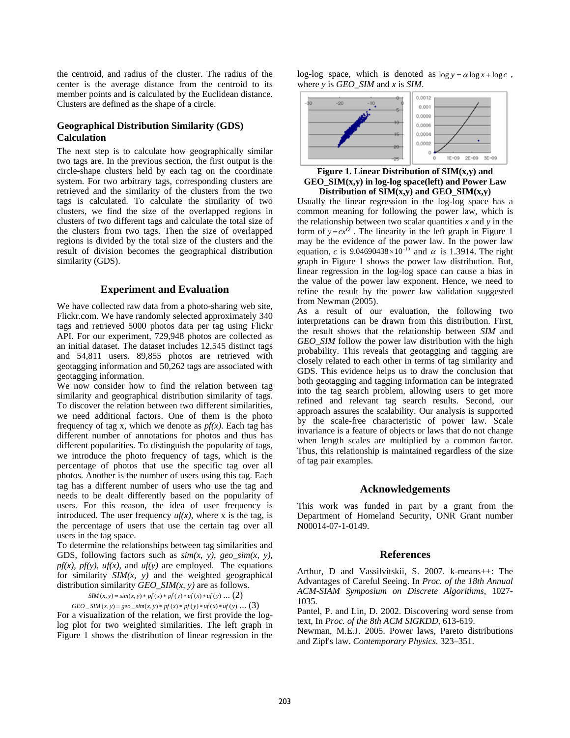the centroid, and radius of the cluster. The radius of the center is the average distance from the centroid to its member points and is calculated by the Euclidean distance. Clusters are defined as the shape of a circle.

### Geographical Distribution Similarity (GDS) Calculation

The next step is to calculate how geographically similar two tags are. In the previous section, the first output is the circle-shape clusters held by each tag on the coordinate system. For two arbitrary tags, corresponding clusters are retrieved and the similarity of the clusters from the two tags is calculated. To calculate the similarity of two clusters, we find the size of the overlapped regions in clusters of two different tags and calculate the total size of the clusters from two tags. Then the size of overlapped regions is divided by the total size of the clusters and the result of division becomes the geographical distribution similarity (GDS).

## Experiment and Evaluation

We have collected raw data from a photo-sharing web site, Flickr.com. We have randomly selected approximately 340 tags and retrieved 5000 photos data per tag using Flickr API. For our experiment, 729,948 photos are collected as an initial dataset. The dataset includes 12,545 distinct tags and 54,811 users. 89,855 photos are retrieved with geotagging information and 50,262 tags are associated with geotagging information.

We now consider how to find the relation between tag similarity and geographical distribution similarity of tags. To discover the relation between two different similarities, we need additional factors. One of them is the photo frequency of tag x, which we denote as $pf(x)$. Each tag has different number of annotations for photos and thus has different popularities. To distinguish the popularity of tags, we introduce the photo frequency of tags, which is the percentage of photos that use the specific tag over all photos. Another is the number of users using this tag. Each tag has a different number of users who use the tag and needs to be dealt differently based on the popularity of users. For this reason, the idea of user frequency is introduced. The user frequency $uf(x)$, where x is the tag, is the percentage of users that use the certain tag over all users in the tag space.

To determine the relationships between tag similarities and GDS, following factors such as $sim(x, y)$, $geo\_sim(x, y)$, $pf(x)$, $pf(y)$, $uf(x)$, and $uf(y)$ are employed. The equations for similarity $SIM(x, y)$ and the weighted geographical distribution similarity $GEO\_SIM(x, y)$ are as follows.

$$SIM(x,y) = sim(x,y) * pf(x) * pf(y) * uf(x) * uf(y) \text{ ... (2)}$$

$$GEO\_SIM(x,y) = geo\_sim(x,y) * pf(x) * pf(y) * uf(x) * uf(y) \text{ ... (3)}$$

For a visualization of the relation, we first provide the log-log plot for two weighted similarities. The left graph in Figure 1 shows the distribution of linear regression in the log-log space, which is denoted as $\log y = \alpha \log x + \log c$, where *y* is *GEO_SIM* and *x* is *SIM*.

-30 -20 -10 0 -5 -10 -15 -20 -25

0.0012 0.001 0.0008 0.0006 0.0004 0.0002 0 0 1E-09 2E-09 3E-09

**Figure 1. Linear Distribution of SIM(x,y) and GEO_SIM(x,y) in log-log space(left) and Power Law Distribution of SIM(x,y) and GEO_SIM(x,y)**

Usually the linear regression in the log-log space has a common meaning for following the power law, which is the relationship between two scalar quantities *x* and *y* in the form of $y = cx^{\alpha}$. The linearity in the left graph in Figure 1 may be the evidence of the power law. In the power law equation, *c* is $9.04690438 \times 10^{-10}$ and $\alpha$ is 1.3914. The right graph in Figure 1 shows the power law distribution. But, linear regression in the log-log space can cause a bias in the value of the power law exponent. Hence, we need to refine the result by the power law validation suggested from Newman (2005).

As a result of our evaluation, the following two interpretations can be drawn from this distribution. First, the result shows that the relationship between *SIM* and *GEO_SIM* follow the power law distribution with the high probability. This reveals that geotagging and tagging are closely related to each other in terms of tag similarity and GDS. This evidence helps us to draw the conclusion that both geotagging and tagging information can be integrated into the tag search problem, allowing users to get more refined and relevant tag search results. Second, our approach assures the scalability. Our analysis is supported by the scale-free characteristic of power law. Scale invariance is a feature of objects or laws that do not change when length scales are multiplied by a common factor. Thus, this relationship is maintained regardless of the size of tag pair examples.

## Acknowledgements

This work was funded in part by a grant from the Department of Homeland Security, ONR Grant number N00014-07-1-0149.

## References

Arthur, D and Vassilvitskii, S. 2007. k-means++: The Advantages of Careful Seeing. In *Proc. of the 18th Annual ACM-SIAM Symposium on Discrete Algorithms*, 1027-1035.

Pantel, P. and Lin, D. 2002. Discovering word sense from text, In *Proc. of the 8th ACM SIGKDD*, 613-619.

Newman, M.E.J. 2005. Power laws, Pareto distributions and Zipf's law. *Contemporary Physics*. 323–351.